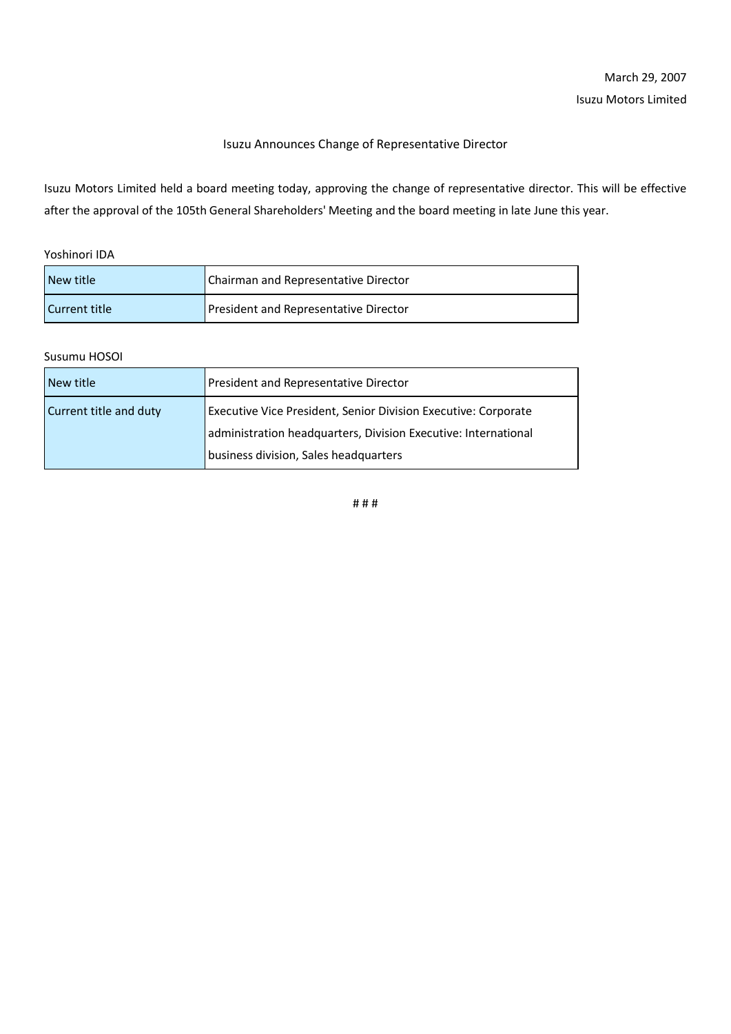March 29, 2007

Isuzu Motors Limited

# Isuzu Announces Change of Representative Director

Isuzu Motors Limited held a board meeting today, approving the change of representative director. This will be effective after the approval of the 105th General Shareholders' Meeting and the board meeting in late June this year.

Yoshinori IDA

| New title | Chairman and Representative Director |
|---|---|
| Current title | President and Representative Director |

Susumu HOSOI

| New title | President and Representative Director |
|---|---|
| Current title and duty | Executive Vice President, Senior Division Executive: Corporate administration headquarters, Division Executive: International business division, Sales headquarters |

# # #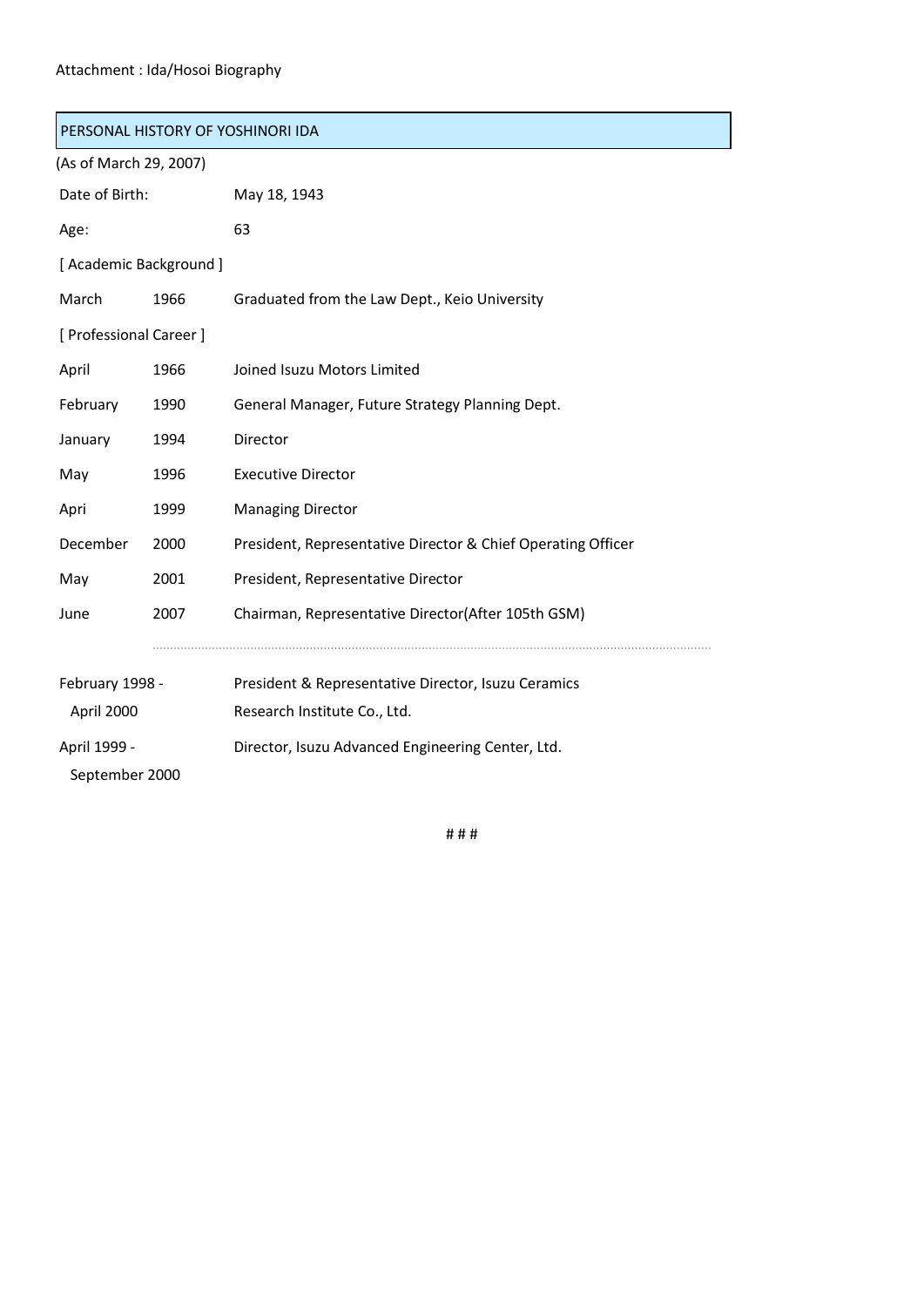Attachment : Ida/Hosoi Biography

## PERSONAL HISTORY OF YOSHINORI IDA

(As of March 29, 2007)

| | | |
|---|---|---|
| Date of Birth: | | May 18, 1943 |
| Age: | | 63 |
| [ Academic Background ] | | |
| March | 1966 | Graduated from the Law Dept., Keio University |
| [ Professional Career ] | | |
| April | 1966 | Joined Isuzu Motors Limited |
| February | 1990 | General Manager, Future Strategy Planning Dept. |
| January | 1994 | Director |
| May | 1996 | Executive Director |
| Apri | 1999 | Managing Director |
| December | 2000 | President, Representative Director & Chief Operating Officer |
| May | 2001 | President, Representative Director |
| June | 2007 | Chairman, Representative Director(After 105th GSM) |

| | |
|---|---|
| February 1998 - April 2000 | President & Representative Director, Isuzu Ceramics Research Institute Co., Ltd. |
| April 1999 - September 2000 | Director, Isuzu Advanced Engineering Center, Ltd. |

# # #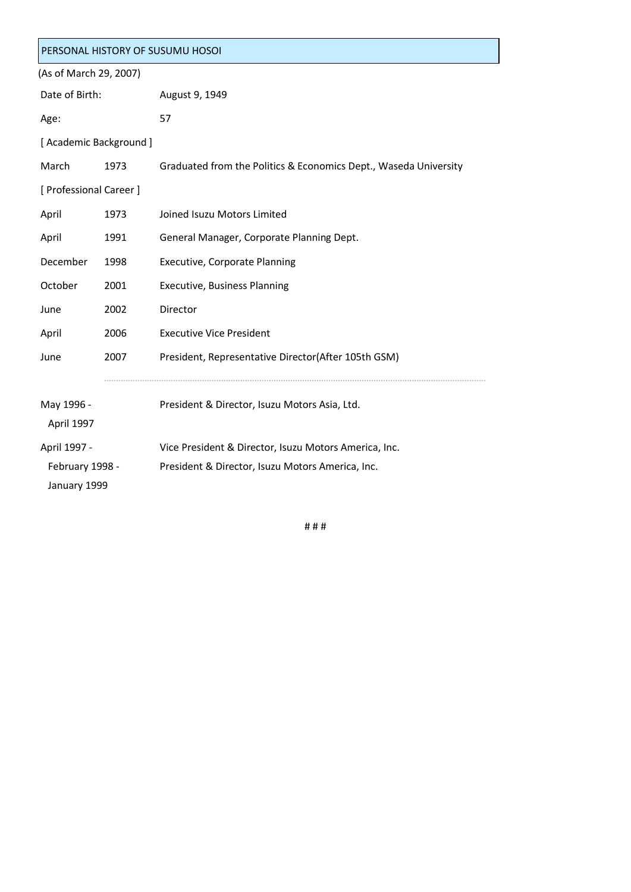## PERSONAL HISTORY OF SUSUMU HOSOI

(As of March 29, 2007)

| | | |
|---|---|---|
| Date of Birth: | | August 9, 1949 |
| Age: | | 57 |

[ Academic Background ]

| | | |
|---|---|---|
| March | 1973 | Graduated from the Politics & Economics Dept., Waseda University |

[ Professional Career ]

| | | |
|---|---|---|
| April | 1973 | Joined Isuzu Motors Limited |
| April | 1991 | General Manager, Corporate Planning Dept. |
| December | 1998 | Executive, Corporate Planning |
| October | 2001 | Executive, Business Planning |
| June | 2002 | Director |
| April | 2006 | Executive Vice President |
| June | 2007 | President, Representative Director(After 105th GSM) |

| | |
|---|---|
| May 1996 - April 1997 | President & Director, Isuzu Motors Asia, Ltd. |
| April 1997 - | Vice President & Director, Isuzu Motors America, Inc. |
| February 1998 - January 1999 | President & Director, Isuzu Motors America, Inc. |

# # #